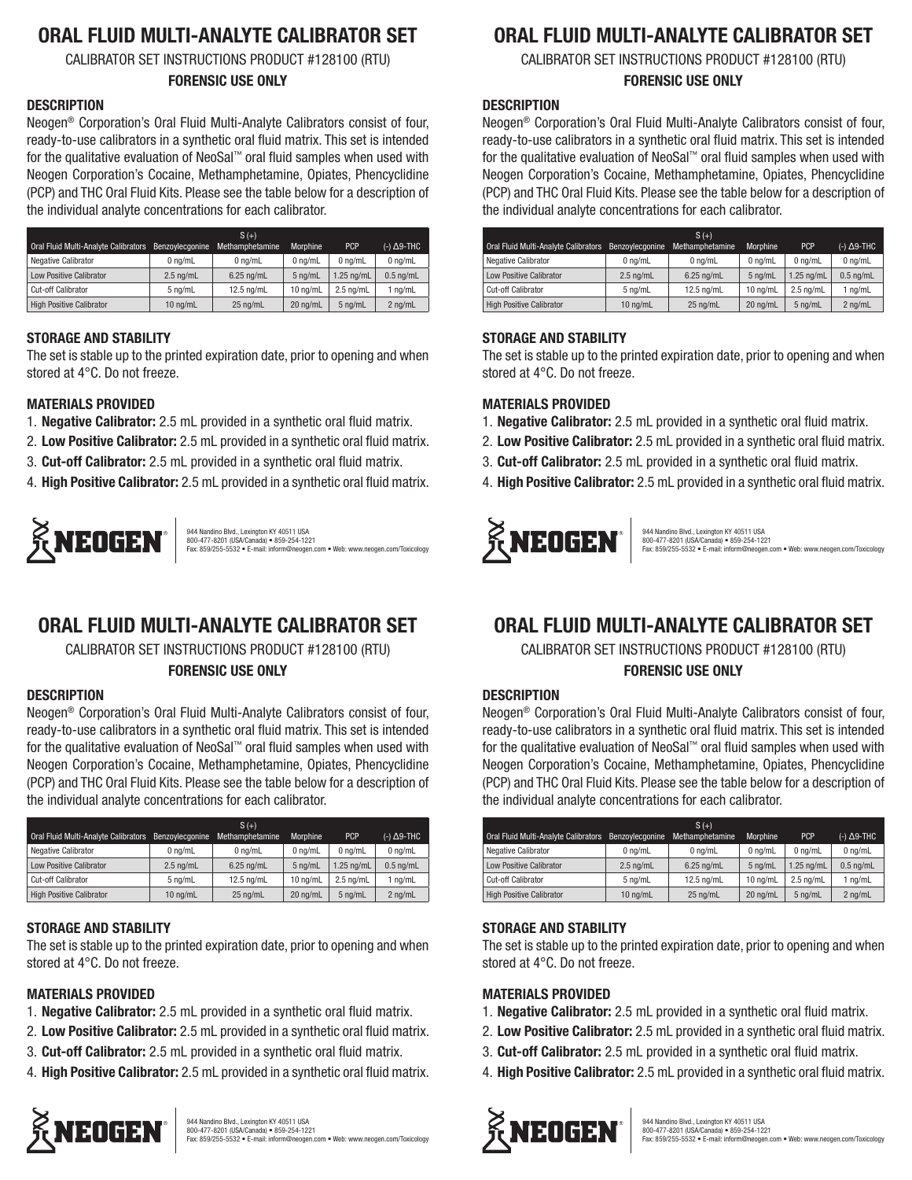# ORAL FLUID MULTI-ANALYTE CALIBRATOR SET

CALIBRATOR SET INSTRUCTIONS PRODUCT #128100 (RTU)

**FORENSIC USE ONLY**

## DESCRIPTION

Neogen® Corporation's Oral Fluid Multi-Analyte Calibrators consist of four, ready-to-use calibrators in a synthetic oral fluid matrix. This set is intended for the qualitative evaluation of NeoSal™ oral fluid samples when used with Neogen Corporation's Cocaine, Methamphetamine, Opiates, Phencyclidine (PCP) and THC Oral Fluid Kits. Please see the table below for a description of the individual analyte concentrations for each calibrator.

| Oral Fluid Multi-Analyte Calibrators | Benzoylecgonine | S (+) Methamphetamine | Morphine | PCP | (-) Δ9-THC |
|---|---|---|---|---|---|
| Negative Calibrator | 0 ng/mL | 0 ng/mL | 0 ng/mL | 0 ng/mL | 0 ng/mL |
| Low Positive Calibrator | 2.5 ng/mL | 6.25 ng/mL | 5 ng/mL | 1.25 ng/mL | 0.5 ng/mL |
| Cut-off Calibrator | 5 ng/mL | 12.5 ng/mL | 10 ng/mL | 2.5 ng/mL | 1 ng/mL |
| High Positive Calibrator | 10 ng/mL | 25 ng/mL | 20 ng/mL | 5 ng/mL | 2 ng/mL |

## STORAGE AND STABILITY

The set is stable up to the printed expiration date, prior to opening and when stored at 4°C. Do not freeze.

## MATERIALS PROVIDED

1. **Negative Calibrator:** 2.5 mL provided in a synthetic oral fluid matrix.
2. **Low Positive Calibrator:** 2.5 mL provided in a synthetic oral fluid matrix.
3. **Cut-off Calibrator:** 2.5 mL provided in a synthetic oral fluid matrix.
4. **High Positive Calibrator:** 2.5 mL provided in a synthetic oral fluid matrix.

NEOGEN®

944 Nandino Blvd., Lexington KY 40511 USA
800-477-8201 (USA/Canada) • 859-254-1221
Fax: 859/255-5532 • E-mail: inform@neogen.com • Web: www.neogen.com/Toxicology

# ORAL FLUID MULTI-ANALYTE CALIBRATOR SET

CALIBRATOR SET INSTRUCTIONS PRODUCT #128100 (RTU)

**FORENSIC USE ONLY**

## DESCRIPTION

Neogen® Corporation's Oral Fluid Multi-Analyte Calibrators consist of four, ready-to-use calibrators in a synthetic oral fluid matrix. This set is intended for the qualitative evaluation of NeoSal™ oral fluid samples when used with Neogen Corporation's Cocaine, Methamphetamine, Opiates, Phencyclidine (PCP) and THC Oral Fluid Kits. Please see the table below for a description of the individual analyte concentrations for each calibrator.

| Oral Fluid Multi-Analyte Calibrators | Benzoylecgonine | S (+) Methamphetamine | Morphine | PCP | (-) Δ9-THC |
|---|---|---|---|---|---|
| Negative Calibrator | 0 ng/mL | 0 ng/mL | 0 ng/mL | 0 ng/mL | 0 ng/mL |
| Low Positive Calibrator | 2.5 ng/mL | 6.25 ng/mL | 5 ng/mL | 1.25 ng/mL | 0.5 ng/mL |
| Cut-off Calibrator | 5 ng/mL | 12.5 ng/mL | 10 ng/mL | 2.5 ng/mL | 1 ng/mL |
| High Positive Calibrator | 10 ng/mL | 25 ng/mL | 20 ng/mL | 5 ng/mL | 2 ng/mL |

## STORAGE AND STABILITY

The set is stable up to the printed expiration date, prior to opening and when stored at 4°C. Do not freeze.

## MATERIALS PROVIDED

1. **Negative Calibrator:** 2.5 mL provided in a synthetic oral fluid matrix.
2. **Low Positive Calibrator:** 2.5 mL provided in a synthetic oral fluid matrix.
3. **Cut-off Calibrator:** 2.5 mL provided in a synthetic oral fluid matrix.
4. **High Positive Calibrator:** 2.5 mL provided in a synthetic oral fluid matrix.

NEOGEN®

944 Nandino Blvd., Lexington KY 40511 USA
800-477-8201 (USA/Canada) • 859-254-1221
Fax: 859/255-5532 • E-mail: inform@neogen.com • Web: www.neogen.com/Toxicology

# ORAL FLUID MULTI-ANALYTE CALIBRATOR SET

CALIBRATOR SET INSTRUCTIONS PRODUCT #128100 (RTU)

**FORENSIC USE ONLY**

## DESCRIPTION

Neogen® Corporation's Oral Fluid Multi-Analyte Calibrators consist of four, ready-to-use calibrators in a synthetic oral fluid matrix. This set is intended for the qualitative evaluation of NeoSal™ oral fluid samples when used with Neogen Corporation's Cocaine, Methamphetamine, Opiates, Phencyclidine (PCP) and THC Oral Fluid Kits. Please see the table below for a description of the individual analyte concentrations for each calibrator.

| Oral Fluid Multi-Analyte Calibrators | Benzoylecgonine | S (+) Methamphetamine | Morphine | PCP | (-) Δ9-THC |
|---|---|---|---|---|---|
| Negative Calibrator | 0 ng/mL | 0 ng/mL | 0 ng/mL | 0 ng/mL | 0 ng/mL |
| Low Positive Calibrator | 2.5 ng/mL | 6.25 ng/mL | 5 ng/mL | 1.25 ng/mL | 0.5 ng/mL |
| Cut-off Calibrator | 5 ng/mL | 12.5 ng/mL | 10 ng/mL | 2.5 ng/mL | 1 ng/mL |
| High Positive Calibrator | 10 ng/mL | 25 ng/mL | 20 ng/mL | 5 ng/mL | 2 ng/mL |

## STORAGE AND STABILITY

The set is stable up to the printed expiration date, prior to opening and when stored at 4°C. Do not freeze.

## MATERIALS PROVIDED

1. **Negative Calibrator:** 2.5 mL provided in a synthetic oral fluid matrix.
2. **Low Positive Calibrator:** 2.5 mL provided in a synthetic oral fluid matrix.
3. **Cut-off Calibrator:** 2.5 mL provided in a synthetic oral fluid matrix.
4. **High Positive Calibrator:** 2.5 mL provided in a synthetic oral fluid matrix.

NEOGEN®

944 Nandino Blvd., Lexington KY 40511 USA
800-477-8201 (USA/Canada) • 859-254-1221
Fax: 859/255-5532 • E-mail: inform@neogen.com • Web: www.neogen.com/Toxicology

# ORAL FLUID MULTI-ANALYTE CALIBRATOR SET

CALIBRATOR SET INSTRUCTIONS PRODUCT #128100 (RTU)

**FORENSIC USE ONLY**

## DESCRIPTION

Neogen® Corporation's Oral Fluid Multi-Analyte Calibrators consist of four, ready-to-use calibrators in a synthetic oral fluid matrix. This set is intended for the qualitative evaluation of NeoSal™ oral fluid samples when used with Neogen Corporation's Cocaine, Methamphetamine, Opiates, Phencyclidine (PCP) and THC Oral Fluid Kits. Please see the table below for a description of the individual analyte concentrations for each calibrator.

| Oral Fluid Multi-Analyte Calibrators | Benzoylecgonine | S (+) Methamphetamine | Morphine | PCP | (-) Δ9-THC |
|---|---|---|---|---|---|
| Negative Calibrator | 0 ng/mL | 0 ng/mL | 0 ng/mL | 0 ng/mL | 0 ng/mL |
| Low Positive Calibrator | 2.5 ng/mL | 6.25 ng/mL | 5 ng/mL | 1.25 ng/mL | 0.5 ng/mL |
| Cut-off Calibrator | 5 ng/mL | 12.5 ng/mL | 10 ng/mL | 2.5 ng/mL | 1 ng/mL |
| High Positive Calibrator | 10 ng/mL | 25 ng/mL | 20 ng/mL | 5 ng/mL | 2 ng/mL |

## STORAGE AND STABILITY

The set is stable up to the printed expiration date, prior to opening and when stored at 4°C. Do not freeze.

## MATERIALS PROVIDED

1. **Negative Calibrator:** 2.5 mL provided in a synthetic oral fluid matrix.
2. **Low Positive Calibrator:** 2.5 mL provided in a synthetic oral fluid matrix.
3. **Cut-off Calibrator:** 2.5 mL provided in a synthetic oral fluid matrix.
4. **High Positive Calibrator:** 2.5 mL provided in a synthetic oral fluid matrix.

NEOGEN®

944 Nandino Blvd., Lexington KY 40511 USA
800-477-8201 (USA/Canada) • 859-254-1221
Fax: 859/255-5532 • E-mail: inform@neogen.com • Web: www.neogen.com/Toxicology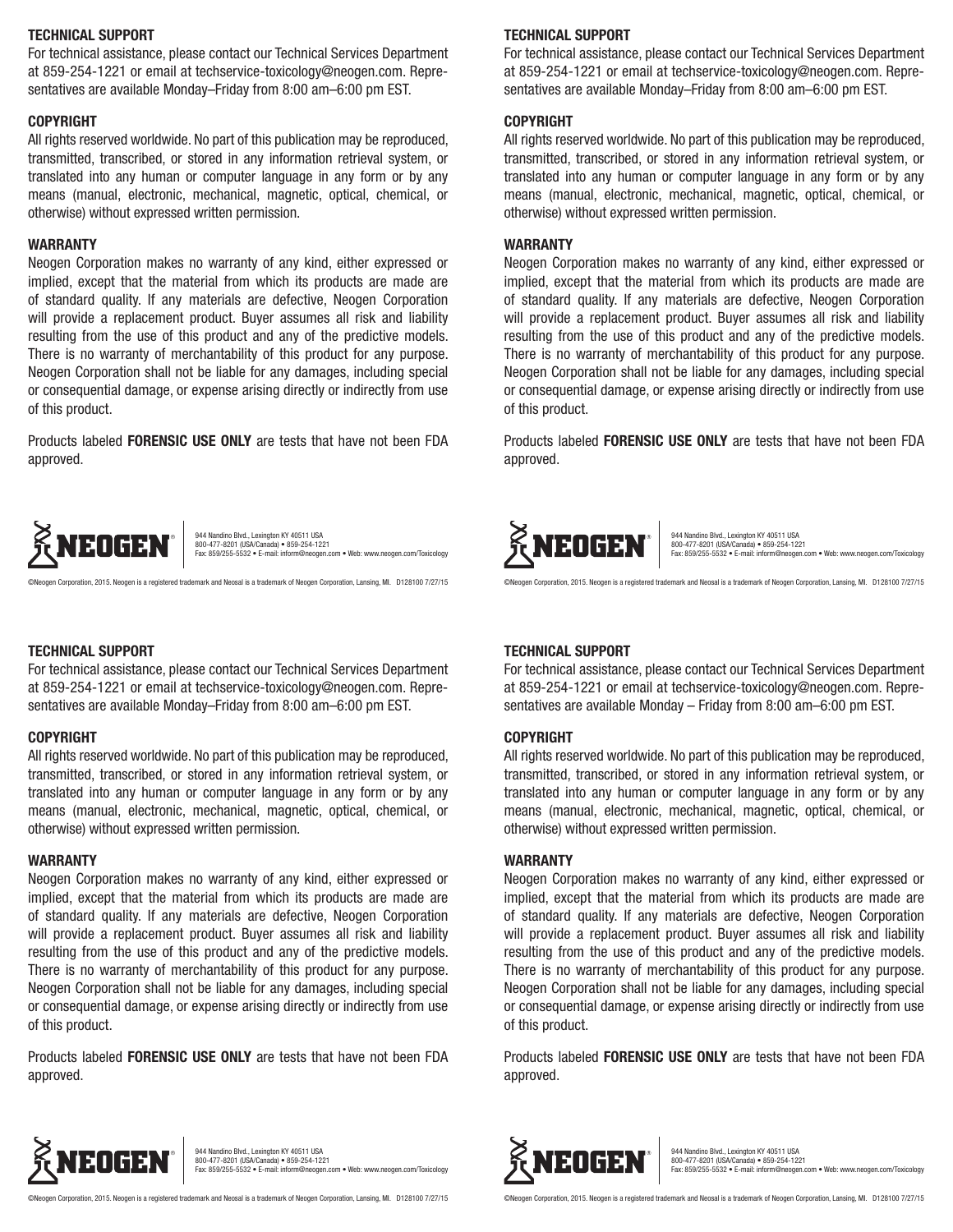## TECHNICAL SUPPORT

For technical assistance, please contact our Technical Services Department at 859-254-1221 or email at techservice-toxicology@neogen.com. Representatives are available Monday–Friday from 8:00 am–6:00 pm EST.

## COPYRIGHT

All rights reserved worldwide. No part of this publication may be reproduced, transmitted, transcribed, or stored in any information retrieval system, or translated into any human or computer language in any form or by any means (manual, electronic, mechanical, magnetic, optical, chemical, or otherwise) without expressed written permission.

## WARRANTY

Neogen Corporation makes no warranty of any kind, either expressed or implied, except that the material from which its products are made are of standard quality. If any materials are defective, Neogen Corporation will provide a replacement product. Buyer assumes all risk and liability resulting from the use of this product and any of the predictive models. There is no warranty of merchantability of this product for any purpose. Neogen Corporation shall not be liable for any damages, including special or consequential damage, or expense arising directly or indirectly from use of this product.

Products labeled **FORENSIC USE ONLY** are tests that have not been FDA approved.

NEOGEN®

944 Nandino Blvd., Lexington KY 40511 USA
800-477-8201 (USA/Canada) • 859-254-1221
Fax: 859/255-5532 • E-mail: inform@neogen.com • Web: www.neogen.com/Toxicology

©Neogen Corporation, 2015. Neogen is a registered trademark and Neosal is a trademark of Neogen Corporation, Lansing, MI. D128100 7/27/15

## TECHNICAL SUPPORT

For technical assistance, please contact our Technical Services Department at 859-254-1221 or email at techservice-toxicology@neogen.com. Representatives are available Monday–Friday from 8:00 am–6:00 pm EST.

## COPYRIGHT

All rights reserved worldwide. No part of this publication may be reproduced, transmitted, transcribed, or stored in any information retrieval system, or translated into any human or computer language in any form or by any means (manual, electronic, mechanical, magnetic, optical, chemical, or otherwise) without expressed written permission.

## WARRANTY

Neogen Corporation makes no warranty of any kind, either expressed or implied, except that the material from which its products are made are of standard quality. If any materials are defective, Neogen Corporation will provide a replacement product. Buyer assumes all risk and liability resulting from the use of this product and any of the predictive models. There is no warranty of merchantability of this product for any purpose. Neogen Corporation shall not be liable for any damages, including special or consequential damage, or expense arising directly or indirectly from use of this product.

Products labeled **FORENSIC USE ONLY** are tests that have not been FDA approved.

NEOGEN®

944 Nandino Blvd., Lexington KY 40511 USA
800-477-8201 (USA/Canada) • 859-254-1221
Fax: 859/255-5532 • E-mail: inform@neogen.com • Web: www.neogen.com/Toxicology

©Neogen Corporation, 2015. Neogen is a registered trademark and Neosal is a trademark of Neogen Corporation, Lansing, MI. D128100 7/27/15

## TECHNICAL SUPPORT

For technical assistance, please contact our Technical Services Department at 859-254-1221 or email at techservice-toxicology@neogen.com. Representatives are available Monday–Friday from 8:00 am–6:00 pm EST.

## COPYRIGHT

All rights reserved worldwide. No part of this publication may be reproduced, transmitted, transcribed, or stored in any information retrieval system, or translated into any human or computer language in any form or by any means (manual, electronic, mechanical, magnetic, optical, chemical, or otherwise) without expressed written permission.

## WARRANTY

Neogen Corporation makes no warranty of any kind, either expressed or implied, except that the material from which its products are made are of standard quality. If any materials are defective, Neogen Corporation will provide a replacement product. Buyer assumes all risk and liability resulting from the use of this product and any of the predictive models. There is no warranty of merchantability of this product for any purpose. Neogen Corporation shall not be liable for any damages, including special or consequential damage, or expense arising directly or indirectly from use of this product.

Products labeled **FORENSIC USE ONLY** are tests that have not been FDA approved.

NEOGEN®

944 Nandino Blvd., Lexington KY 40511 USA
800-477-8201 (USA/Canada) • 859-254-1221
Fax: 859/255-5532 • E-mail: inform@neogen.com • Web: www.neogen.com/Toxicology

©Neogen Corporation, 2015. Neogen is a registered trademark and Neosal is a trademark of Neogen Corporation, Lansing, MI. D128100 7/27/15

## TECHNICAL SUPPORT

For technical assistance, please contact our Technical Services Department at 859-254-1221 or email at techservice-toxicology@neogen.com. Representatives are available Monday – Friday from 8:00 am–6:00 pm EST.

## COPYRIGHT

All rights reserved worldwide. No part of this publication may be reproduced, transmitted, transcribed, or stored in any information retrieval system, or translated into any human or computer language in any form or by any means (manual, electronic, mechanical, magnetic, optical, chemical, or otherwise) without expressed written permission.

## WARRANTY

Neogen Corporation makes no warranty of any kind, either expressed or implied, except that the material from which its products are made are of standard quality. If any materials are defective, Neogen Corporation will provide a replacement product. Buyer assumes all risk and liability resulting from the use of this product and any of the predictive models. There is no warranty of merchantability of this product for any purpose. Neogen Corporation shall not be liable for any damages, including special or consequential damage, or expense arising directly or indirectly from use of this product.

Products labeled **FORENSIC USE ONLY** are tests that have not been FDA approved.

NEOGEN®

944 Nandino Blvd., Lexington KY 40511 USA
800-477-8201 (USA/Canada) • 859-254-1221
Fax: 859/255-5532 • E-mail: inform@neogen.com • Web: www.neogen.com/Toxicology

©Neogen Corporation, 2015. Neogen is a registered trademark and Neosal is a trademark of Neogen Corporation, Lansing, MI. D128100 7/27/15